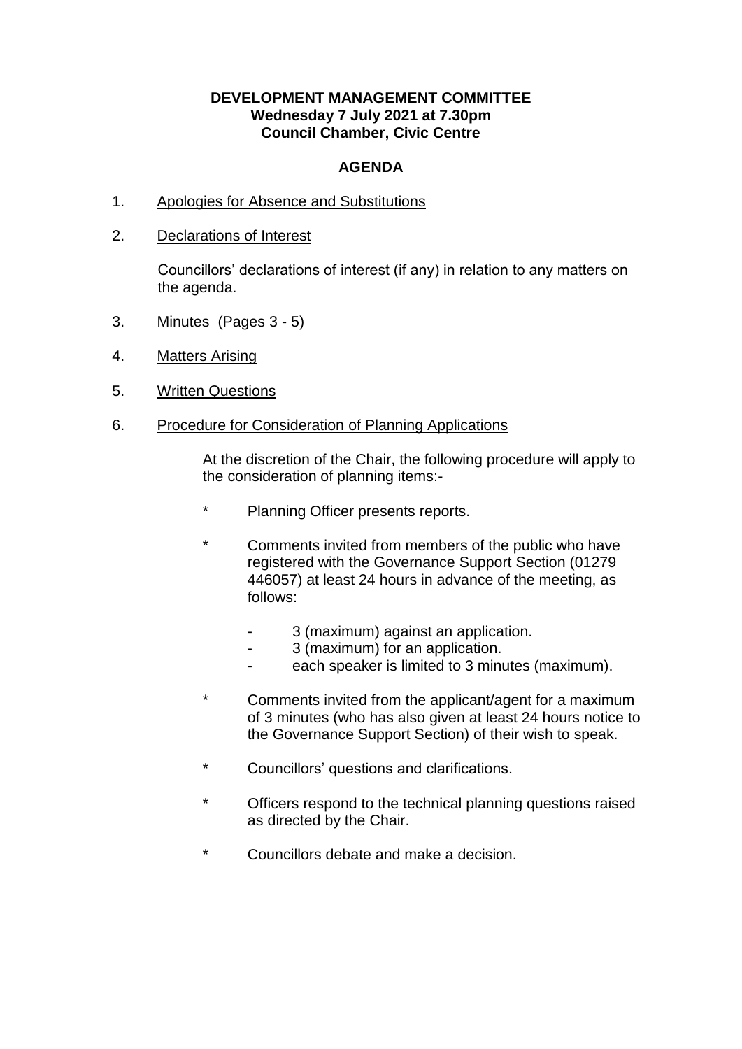**DEVELOPMENT MANAGEMENT COMMITTEE**
**Wednesday 7 July 2021 at 7.30pm**
**Council Chamber, Civic Centre**

## AGENDA

1. Apologies for Absence and Substitutions

2. Declarations of Interest

   Councillors' declarations of interest (if any) in relation to any matters on the agenda.

3. Minutes (Pages 3 - 5)

4. Matters Arising

5. Written Questions

6. Procedure for Consideration of Planning Applications

   At the discretion of the Chair, the following procedure will apply to the consideration of planning items:-

   * Planning Officer presents reports.

   * Comments invited from members of the public who have registered with the Governance Support Section (01279 446057) at least 24 hours in advance of the meeting, as follows:

     - 3 (maximum) against an application.
     - 3 (maximum) for an application.
     - each speaker is limited to 3 minutes (maximum).

   * Comments invited from the applicant/agent for a maximum of 3 minutes (who has also given at least 24 hours notice to the Governance Support Section) of their wish to speak.

   * Councillors' questions and clarifications.

   * Officers respond to the technical planning questions raised as directed by the Chair.

   * Councillors debate and make a decision.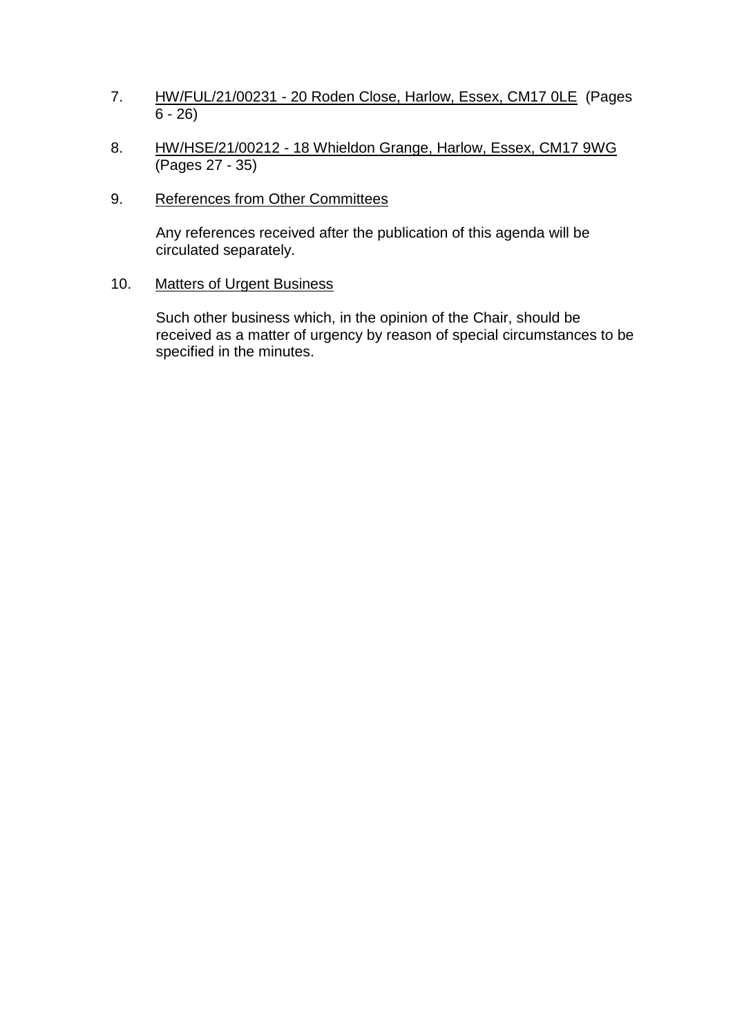7. HW/FUL/21/00231 - 20 Roden Close, Harlow, Essex, CM17 0LE (Pages 6 - 26)

8. HW/HSE/21/00212 - 18 Whieldon Grange, Harlow, Essex, CM17 9WG (Pages 27 - 35)

9. References from Other Committees

   Any references received after the publication of this agenda will be circulated separately.

10. Matters of Urgent Business

   Such other business which, in the opinion of the Chair, should be received as a matter of urgency by reason of special circumstances to be specified in the minutes.